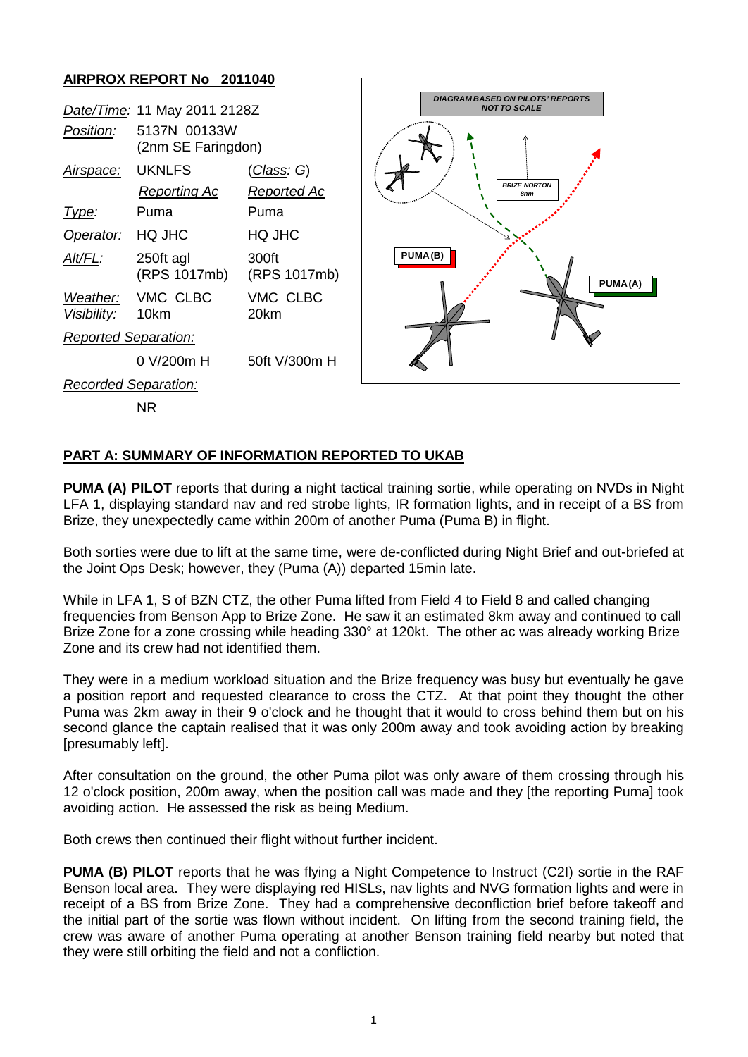**AIRPROX REPORT No 2011040**

| | | |
|---|---|---|
| *Date/Time:* | 11 May 2011 2128Z | |
| *Position:* | 5137N 00133W (2nm SE Faringdon) | |
| *Airspace:* | UKNLFS | (*Class*: G) |
| | *Reporting Ac* | *Reported Ac* |
| *Type:* | Puma | Puma |
| *Operator:* | HQ JHC | HQ JHC |
| *Alt/FL:* | 250ft agl (RPS 1017mb) | 300ft (RPS 1017mb) |
| *Weather:* | VMC CLBC | VMC CLBC |
| *Visibility:* | 10km | 20km |
| *Reported Separation:* | | |
| | 0 V/200m H | 50ft V/300m H |
| *Recorded Separation:* | | |
| | NR | |

DIAGRAM BASED ON PILOTS' REPORTS NOT TO SCALE

BRIZE NORTON 8nm

PUMA (B)

PUMA (A)

## PART A: SUMMARY OF INFORMATION REPORTED TO UKAB

**PUMA (A) PILOT** reports that during a night tactical training sortie, while operating on NVDs in Night LFA 1, displaying standard nav and red strobe lights, IR formation lights, and in receipt of a BS from Brize, they unexpectedly came within 200m of another Puma (Puma B) in flight.

Both sorties were due to lift at the same time, were de-conflicted during Night Brief and out-briefed at the Joint Ops Desk; however, they (Puma (A)) departed 15min late.

While in LFA 1, S of BZN CTZ, the other Puma lifted from Field 4 to Field 8 and called changing frequencies from Benson App to Brize Zone. He saw it an estimated 8km away and continued to call Brize Zone for a zone crossing while heading 330° at 120kt. The other ac was already working Brize Zone and its crew had not identified them.

They were in a medium workload situation and the Brize frequency was busy but eventually he gave a position report and requested clearance to cross the CTZ. At that point they thought the other Puma was 2km away in their 9 o'clock and he thought that it would to cross behind them but on his second glance the captain realised that it was only 200m away and took avoiding action by breaking [presumably left].

After consultation on the ground, the other Puma pilot was only aware of them crossing through his 12 o'clock position, 200m away, when the position call was made and they [the reporting Puma] took avoiding action. He assessed the risk as being Medium.

Both crews then continued their flight without further incident.

**PUMA (B) PILOT** reports that he was flying a Night Competence to Instruct (C2I) sortie in the RAF Benson local area. They were displaying red HISLs, nav lights and NVG formation lights and were in receipt of a BS from Brize Zone. They had a comprehensive deconfliction brief before takeoff and the initial part of the sortie was flown without incident. On lifting from the second training field, the crew was aware of another Puma operating at another Benson training field nearby but noted that they were still orbiting the field and not a confliction.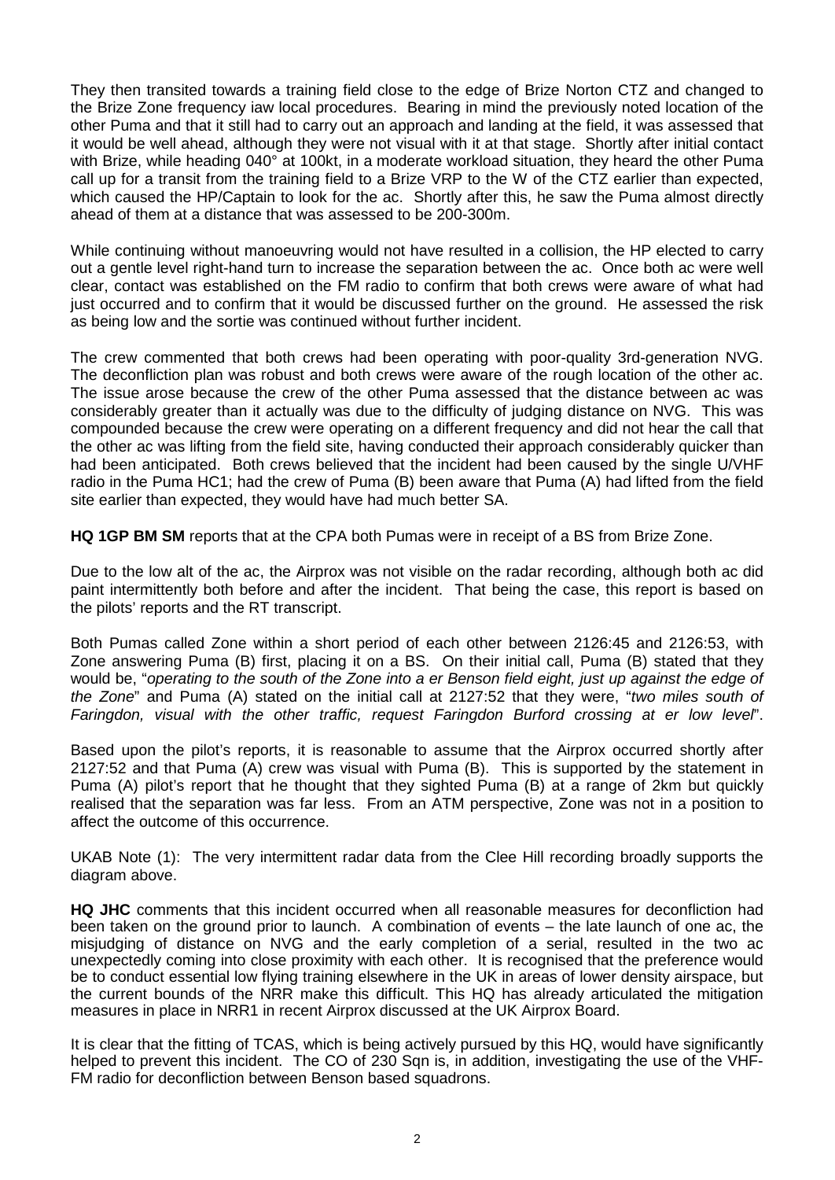They then transited towards a training field close to the edge of Brize Norton CTZ and changed to the Brize Zone frequency iaw local procedures. Bearing in mind the previously noted location of the other Puma and that it still had to carry out an approach and landing at the field, it was assessed that it would be well ahead, although they were not visual with it at that stage. Shortly after initial contact with Brize, while heading 040° at 100kt, in a moderate workload situation, they heard the other Puma call up for a transit from the training field to a Brize VRP to the W of the CTZ earlier than expected, which caused the HP/Captain to look for the ac. Shortly after this, he saw the Puma almost directly ahead of them at a distance that was assessed to be 200-300m.

While continuing without manoeuvring would not have resulted in a collision, the HP elected to carry out a gentle level right-hand turn to increase the separation between the ac. Once both ac were well clear, contact was established on the FM radio to confirm that both crews were aware of what had just occurred and to confirm that it would be discussed further on the ground. He assessed the risk as being low and the sortie was continued without further incident.

The crew commented that both crews had been operating with poor-quality 3rd-generation NVG. The deconfliction plan was robust and both crews were aware of the rough location of the other ac. The issue arose because the crew of the other Puma assessed that the distance between ac was considerably greater than it actually was due to the difficulty of judging distance on NVG. This was compounded because the crew were operating on a different frequency and did not hear the call that the other ac was lifting from the field site, having conducted their approach considerably quicker than had been anticipated. Both crews believed that the incident had been caused by the single U/VHF radio in the Puma HC1; had the crew of Puma (B) been aware that Puma (A) had lifted from the field site earlier than expected, they would have had much better SA.

**HQ 1GP BM SM** reports that at the CPA both Pumas were in receipt of a BS from Brize Zone.

Due to the low alt of the ac, the Airprox was not visible on the radar recording, although both ac did paint intermittently both before and after the incident. That being the case, this report is based on the pilots' reports and the RT transcript.

Both Pumas called Zone within a short period of each other between 2126:45 and 2126:53, with Zone answering Puma (B) first, placing it on a BS. On their initial call, Puma (B) stated that they would be, "*operating to the south of the Zone into a er Benson field eight, just up against the edge of the Zone*" and Puma (A) stated on the initial call at 2127:52 that they were, "*two miles south of Faringdon, visual with the other traffic, request Faringdon Burford crossing at er low level*".

Based upon the pilot's reports, it is reasonable to assume that the Airprox occurred shortly after 2127:52 and that Puma (A) crew was visual with Puma (B). This is supported by the statement in Puma (A) pilot's report that he thought that they sighted Puma (B) at a range of 2km but quickly realised that the separation was far less. From an ATM perspective, Zone was not in a position to affect the outcome of this occurrence.

UKAB Note (1): The very intermittent radar data from the Clee Hill recording broadly supports the diagram above.

**HQ JHC** comments that this incident occurred when all reasonable measures for deconfliction had been taken on the ground prior to launch. A combination of events – the late launch of one ac, the misjudging of distance on NVG and the early completion of a serial, resulted in the two ac unexpectedly coming into close proximity with each other. It is recognised that the preference would be to conduct essential low flying training elsewhere in the UK in areas of lower density airspace, but the current bounds of the NRR make this difficult. This HQ has already articulated the mitigation measures in place in NRR1 in recent Airprox discussed at the UK Airprox Board.

It is clear that the fitting of TCAS, which is being actively pursued by this HQ, would have significantly helped to prevent this incident. The CO of 230 Sqn is, in addition, investigating the use of the VHF-FM radio for deconfliction between Benson based squadrons.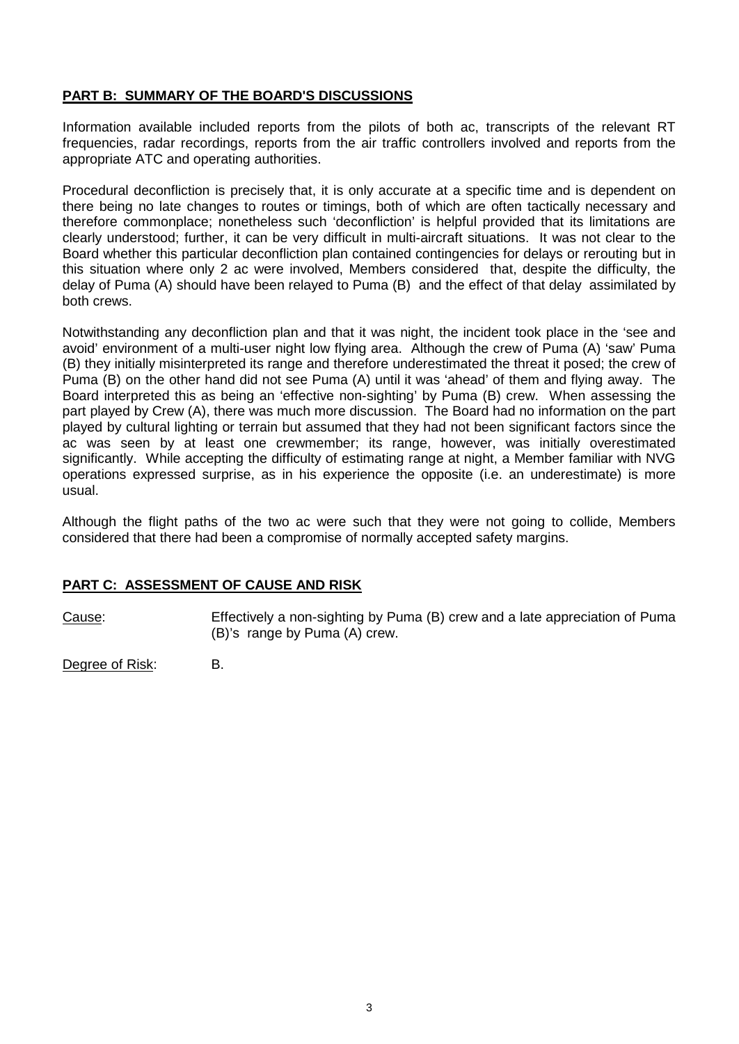## PART B: SUMMARY OF THE BOARD'S DISCUSSIONS

Information available included reports from the pilots of both ac, transcripts of the relevant RT frequencies, radar recordings, reports from the air traffic controllers involved and reports from the appropriate ATC and operating authorities.

Procedural deconfliction is precisely that, it is only accurate at a specific time and is dependent on there being no late changes to routes or timings, both of which are often tactically necessary and therefore commonplace; nonetheless such 'deconfliction' is helpful provided that its limitations are clearly understood; further, it can be very difficult in multi-aircraft situations. It was not clear to the Board whether this particular deconfliction plan contained contingencies for delays or rerouting but in this situation where only 2 ac were involved, Members considered that, despite the difficulty, the delay of Puma (A) should have been relayed to Puma (B) and the effect of that delay assimilated by both crews.

Notwithstanding any deconfliction plan and that it was night, the incident took place in the 'see and avoid' environment of a multi-user night low flying area. Although the crew of Puma (A) 'saw' Puma (B) they initially misinterpreted its range and therefore underestimated the threat it posed; the crew of Puma (B) on the other hand did not see Puma (A) until it was 'ahead' of them and flying away. The Board interpreted this as being an 'effective non-sighting' by Puma (B) crew. When assessing the part played by Crew (A), there was much more discussion. The Board had no information on the part played by cultural lighting or terrain but assumed that they had not been significant factors since the ac was seen by at least one crewmember; its range, however, was initially overestimated significantly. While accepting the difficulty of estimating range at night, a Member familiar with NVG operations expressed surprise, as in his experience the opposite (i.e. an underestimate) is more usual.

Although the flight paths of the two ac were such that they were not going to collide, Members considered that there had been a compromise of normally accepted safety margins.

## PART C: ASSESSMENT OF CAUSE AND RISK

Cause: Effectively a non-sighting by Puma (B) crew and a late appreciation of Puma (B)'s range by Puma (A) crew.

Degree of Risk: B.